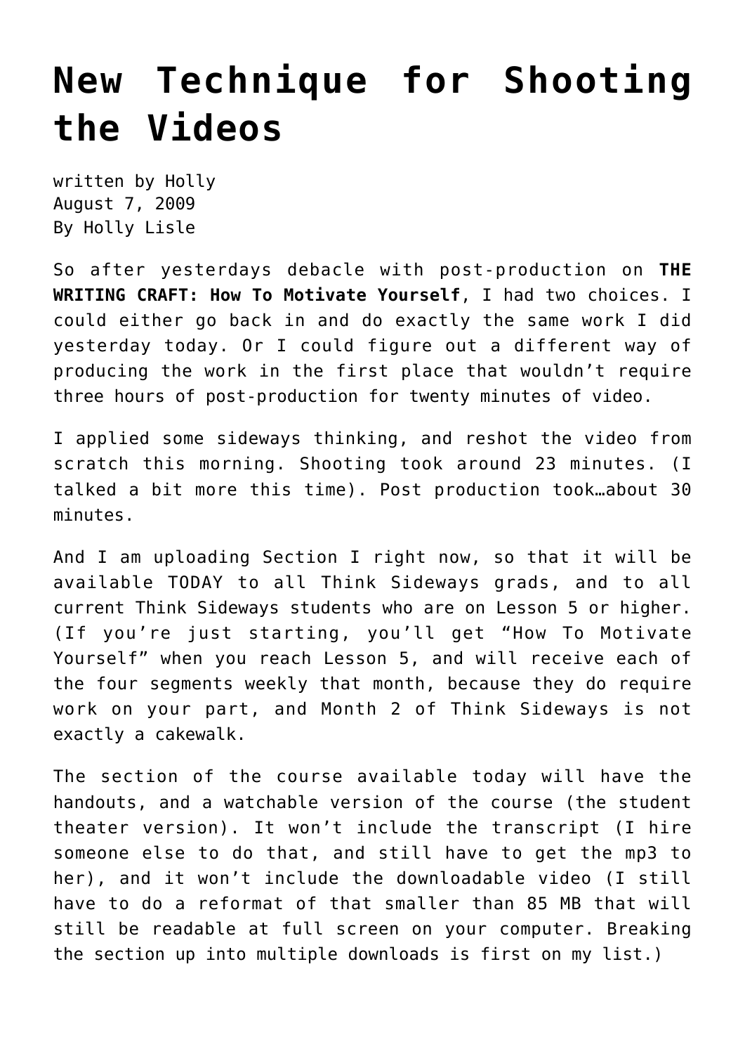# New Technique for Shooting the Videos

written by Holly
August 7, 2009
By Holly Lisle

So after yesterdays debacle with post-production on **THE WRITING CRAFT: How To Motivate Yourself**, I had two choices. I could either go back in and do exactly the same work I did yesterday today. Or I could figure out a different way of producing the work in the first place that wouldn't require three hours of post-production for twenty minutes of video.

I applied some sideways thinking, and reshot the video from scratch this morning. Shooting took around 23 minutes. (I talked a bit more this time). Post production took…about 30 minutes.

And I am uploading Section I right now, so that it will be available TODAY to all Think Sideways grads, and to all current Think Sideways students who are on Lesson 5 or higher. (If you're just starting, you'll get "How To Motivate Yourself" when you reach Lesson 5, and will receive each of the four segments weekly that month, because they do require work on your part, and Month 2 of Think Sideways is not exactly a cakewalk.

The section of the course available today will have the handouts, and a watchable version of the course (the student theater version). It won't include the transcript (I hire someone else to do that, and still have to get the mp3 to her), and it won't include the downloadable video (I still have to do a reformat of that smaller than 85 MB that will still be readable at full screen on your computer. Breaking the section up into multiple downloads is first on my list.)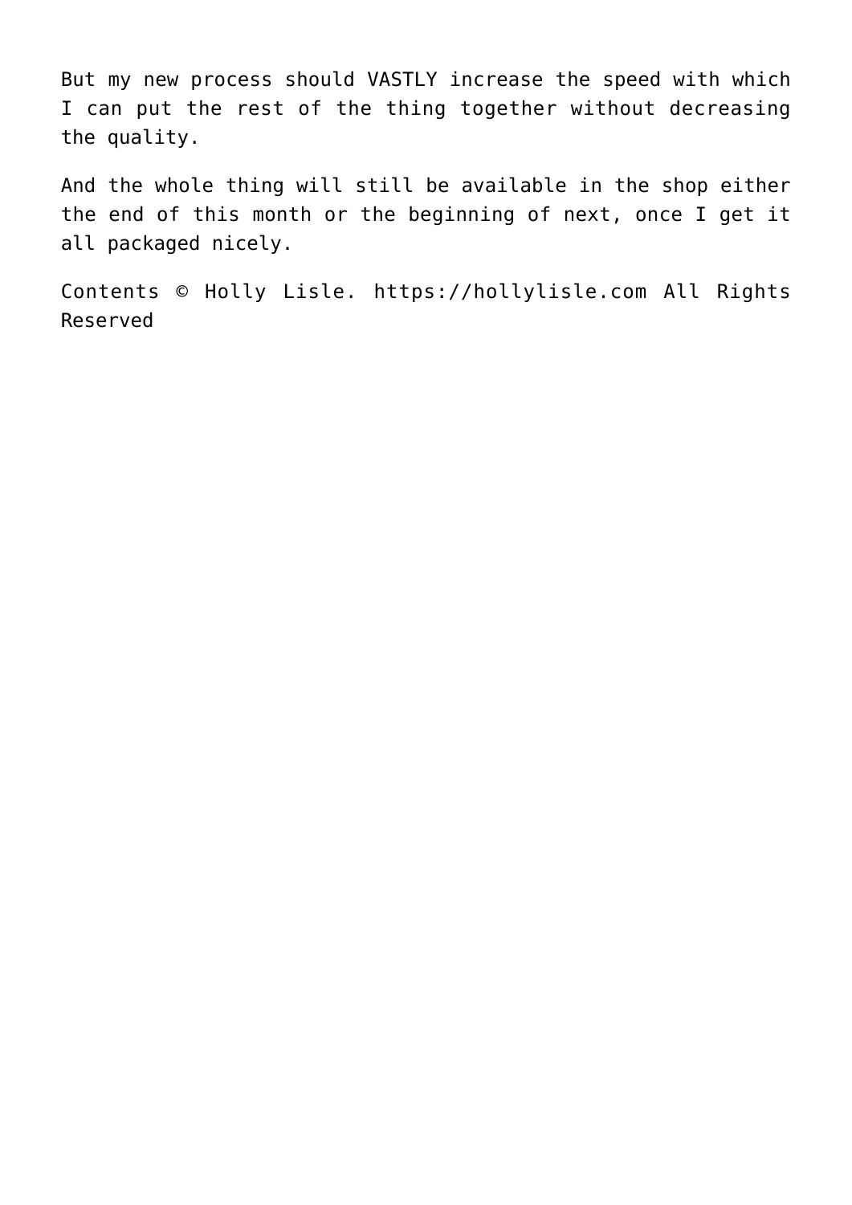But my new process should VASTLY increase the speed with which I can put the rest of the thing together without decreasing the quality.

And the whole thing will still be available in the shop either the end of this month or the beginning of next, once I get it all packaged nicely.

Contents © Holly Lisle. https://hollylisle.com All Rights Reserved